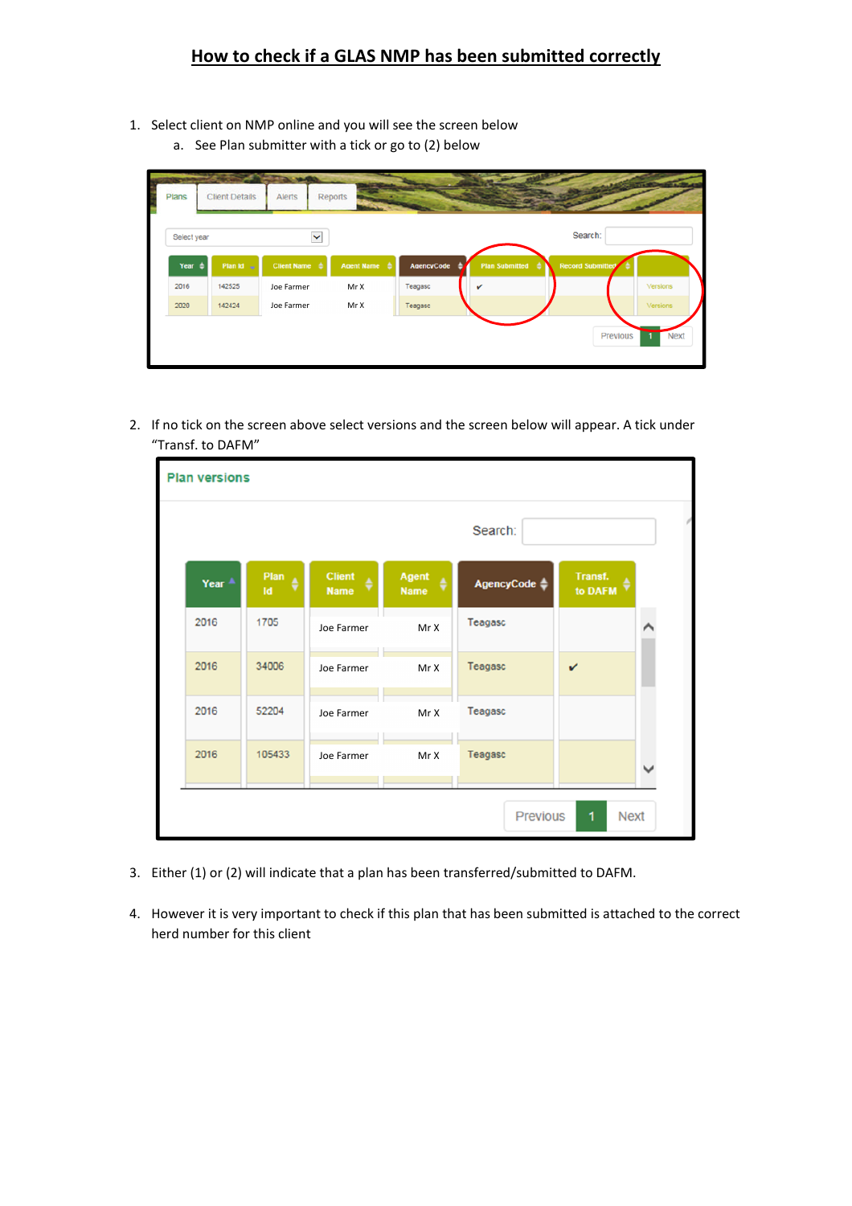# How to check if a GLAS NMP has been submitted correctly

1. Select client on NMP online and you will see the screen below
   a. See Plan submitter with a tick or go to (2) below

| Year | Plan Id | Client Name | Agent Name | AgencyCode | Plan Submitted | Record Submitted | |
|---|---|---|---|---|---|---|---|
| 2016 | 142525 | Joe Farmer | Mr X | Teagasc | ✔ | | Versions |
| 2020 | 142424 | Joe Farmer | Mr X | Teagasc | | | Versions |

2. If no tick on the screen above select versions and the screen below will appear. A tick under "Transf. to DAFM"

**Plan versions**

| Year | Plan Id | Client Name | Agent Name | AgencyCode | Transf. to DAFM |
|---|---|---|---|---|---|
| 2016 | 1705 | Joe Farmer | Mr X | Teagasc | |
| 2016 | 34006 | Joe Farmer | Mr X | Teagasc | ✔ |
| 2016 | 52204 | Joe Farmer | Mr X | Teagasc | |
| 2016 | 105433 | Joe Farmer | Mr X | Teagasc | |

3. Either (1) or (2) will indicate that a plan has been transferred/submitted to DAFM.

4. However it is very important to check if this plan that has been submitted is attached to the correct herd number for this client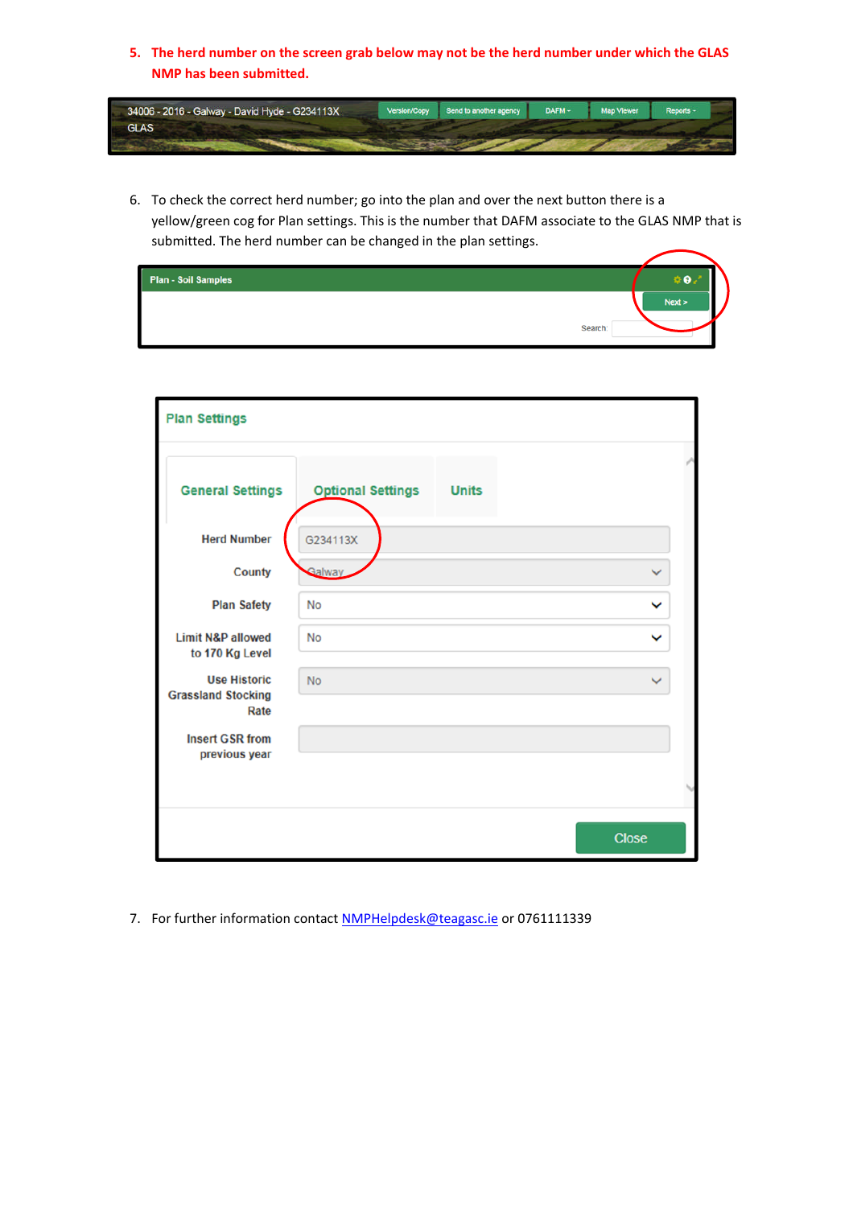5. **The herd number on the screen grab below may not be the herd number under which the GLAS NMP has been submitted.**

6. To check the correct herd number; go into the plan and over the next button there is a yellow/green cog for Plan settings. This is the number that DAFM associate to the GLAS NMP that is submitted. The herd number can be changed in the plan settings.

7. For further information contact [NMPHelpdesk@teagasc.ie](mailto:NMPHelpdesk@teagasc.ie) or 0761111339